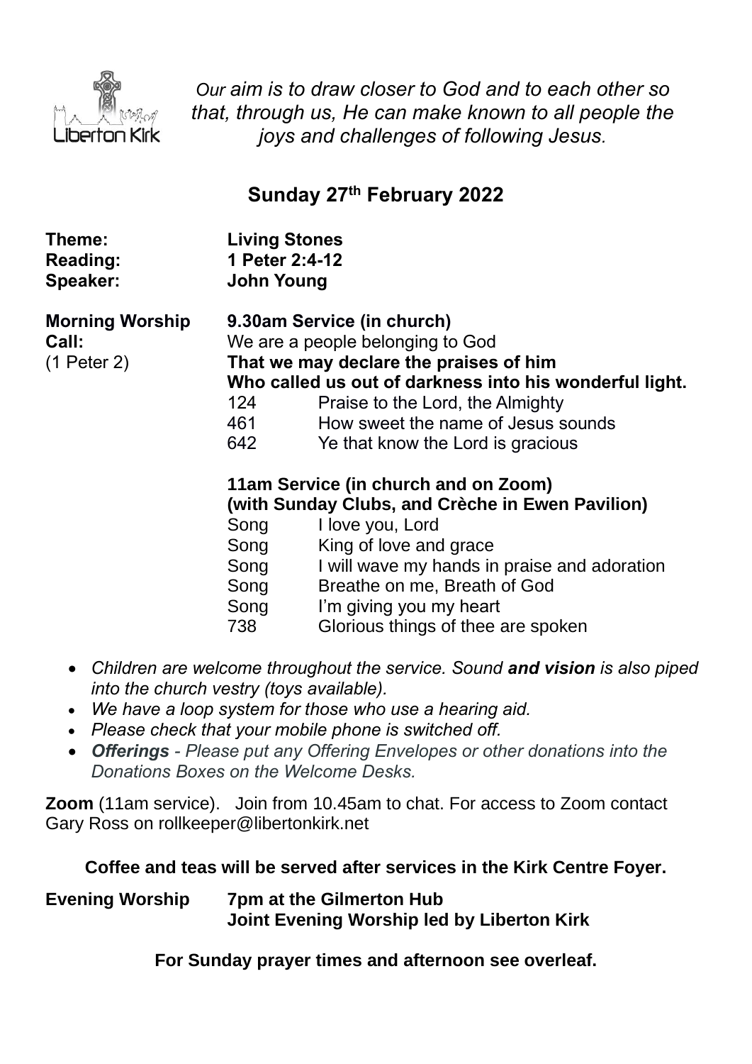Liberton Kirk

*Our aim is to draw closer to God and to each other so that, through us, He can make known to all people the joys and challenges of following Jesus.*

## Sunday 27th February 2022

**Theme:** **Living Stones**
**Reading:** **1 Peter 2:4-12**
**Speaker:** **John Young**

**Morning Worship** **9.30am Service (in church)**

**Call:** (1 Peter 2)
We are a people belonging to God
**That we may declare the praises of him**
**Who called us out of darkness into his wonderful light.**

| | |
|---|---|
| 124 | Praise to the Lord, the Almighty |
| 461 | How sweet the name of Jesus sounds |
| 642 | Ye that know the Lord is gracious |

**11am Service (in church and on Zoom)**
**(with Sunday Clubs, and Crèche in Ewen Pavilion)**

| | |
|---|---|
| Song | I love you, Lord |
| Song | King of love and grace |
| Song | I will wave my hands in praise and adoration |
| Song | Breathe on me, Breath of God |
| Song | I'm giving you my heart |
| 738 | Glorious things of thee are spoken |

- *Children are welcome throughout the service. Sound **and vision** is also piped into the church vestry (toys available).*
- *We have a loop system for those who use a hearing aid.*
- *Please check that your mobile phone is switched off.*
- ***Offerings** - Please put any Offering Envelopes or other donations into the Donations Boxes on the Welcome Desks.*

**Zoom** (11am service). Join from 10.45am to chat. For access to Zoom contact Gary Ross on rollkeeper@libertonkirk.net

**Coffee and teas will be served after services in the Kirk Centre Foyer.**

**Evening Worship** **7pm at the Gilmerton Hub**
**Joint Evening Worship led by Liberton Kirk**

**For Sunday prayer times and afternoon see overleaf.**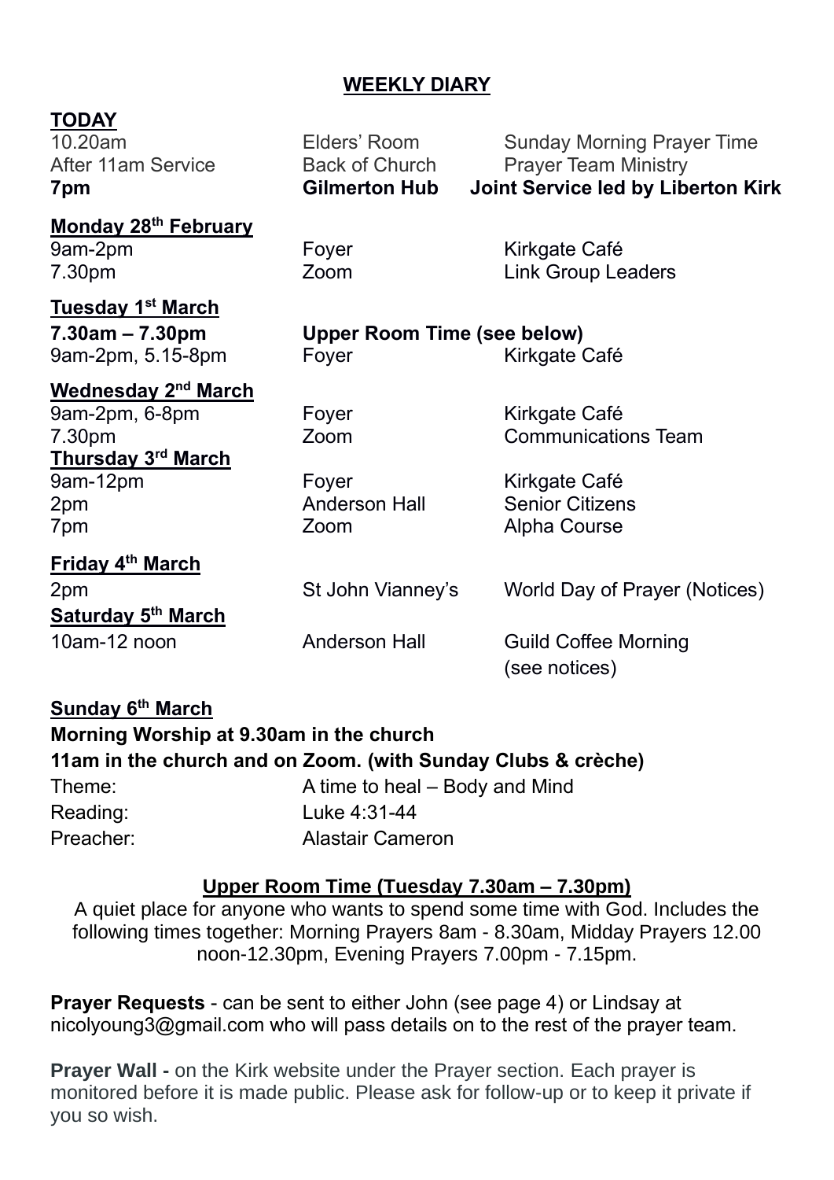## WEEKLY DIARY

| **TODAY** | | |
|---|---|---|
| 10.20am | Elders' Room | Sunday Morning Prayer Time |
| After 11am Service | Back of Church | Prayer Team Ministry |
| **7pm** | **Gilmerton Hub** | **Joint Service led by Liberton Kirk** |
| **Monday 28th February** | | |
| 9am-2pm | Foyer | Kirkgate Café |
| 7.30pm | Zoom | Link Group Leaders |
| **Tuesday 1st March** | | |
| **7.30am – 7.30pm** | **Upper Room Time (see below)** | |
| 9am-2pm, 5.15-8pm | Foyer | Kirkgate Café |
| **Wednesday 2nd March** | | |
| 9am-2pm, 6-8pm | Foyer | Kirkgate Café |
| 7.30pm | Zoom | Communications Team |
| **Thursday 3rd March** | | |
| 9am-12pm | Foyer | Kirkgate Café |
| 2pm | Anderson Hall | Senior Citizens |
| 7pm | Zoom | Alpha Course |
| **Friday 4th March** | | |
| 2pm | St John Vianney's | World Day of Prayer (Notices) |
| **Saturday 5th March** | | |
| 10am-12 noon | Anderson Hall | Guild Coffee Morning (see notices) |

**Sunday 6th March**

**Morning Worship at 9.30am in the church**

**11am in the church and on Zoom. (with Sunday Clubs & crèche)**

| | |
|---|---|
| Theme: | A time to heal – Body and Mind |
| Reading: | Luke 4:31-44 |
| Preacher: | Alastair Cameron |

### Upper Room Time (Tuesday 7.30am – 7.30pm)

A quiet place for anyone who wants to spend some time with God. Includes the following times together: Morning Prayers 8am - 8.30am, Midday Prayers 12.00 noon-12.30pm, Evening Prayers 7.00pm - 7.15pm.

**Prayer Requests** - can be sent to either John (see page 4) or Lindsay at nicolyoung3@gmail.com who will pass details on to the rest of the prayer team.

**Prayer Wall -** on the Kirk website under the Prayer section. Each prayer is monitored before it is made public. Please ask for follow-up or to keep it private if you so wish.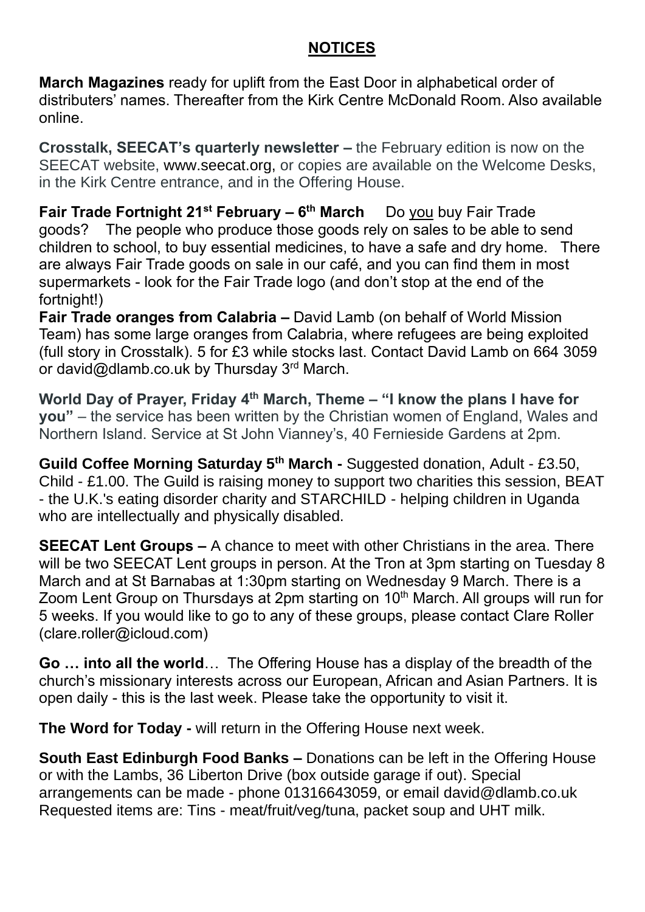## NOTICES

**March Magazines** ready for uplift from the East Door in alphabetical order of distributers' names. Thereafter from the Kirk Centre McDonald Room. Also available online.

**Crosstalk, SEECAT's quarterly newsletter –** the February edition is now on the SEECAT website, www.seecat.org, or copies are available on the Welcome Desks, in the Kirk Centre entrance, and in the Offering House.

**Fair Trade Fortnight 21st February – 6th March** Do you buy Fair Trade goods? The people who produce those goods rely on sales to be able to send children to school, to buy essential medicines, to have a safe and dry home. There are always Fair Trade goods on sale in our café, and you can find them in most supermarkets - look for the Fair Trade logo (and don't stop at the end of the fortnight!)

**Fair Trade oranges from Calabria –** David Lamb (on behalf of World Mission Team) has some large oranges from Calabria, where refugees are being exploited (full story in Crosstalk). 5 for £3 while stocks last. Contact David Lamb on 664 3059 or david@dlamb.co.uk by Thursday 3rd March.

**World Day of Prayer, Friday 4th March, Theme – "I know the plans I have for you"** – the service has been written by the Christian women of England, Wales and Northern Island. Service at St John Vianney's, 40 Fernieside Gardens at 2pm.

**Guild Coffee Morning Saturday 5th March -** Suggested donation, Adult - £3.50, Child - £1.00. The Guild is raising money to support two charities this session, BEAT - the U.K.'s eating disorder charity and STARCHILD - helping children in Uganda who are intellectually and physically disabled.

**SEECAT Lent Groups –** A chance to meet with other Christians in the area. There will be two SEECAT Lent groups in person. At the Tron at 3pm starting on Tuesday 8 March and at St Barnabas at 1:30pm starting on Wednesday 9 March. There is a Zoom Lent Group on Thursdays at 2pm starting on 10th March. All groups will run for 5 weeks. If you would like to go to any of these groups, please contact Clare Roller (clare.roller@icloud.com)

**Go … into all the world**… The Offering House has a display of the breadth of the church's missionary interests across our European, African and Asian Partners. It is open daily - this is the last week. Please take the opportunity to visit it.

**The Word for Today -** will return in the Offering House next week.

**South East Edinburgh Food Banks –** Donations can be left in the Offering House or with the Lambs, 36 Liberton Drive (box outside garage if out). Special arrangements can be made - phone 01316643059, or email david@dlamb.co.uk Requested items are: Tins - meat/fruit/veg/tuna, packet soup and UHT milk.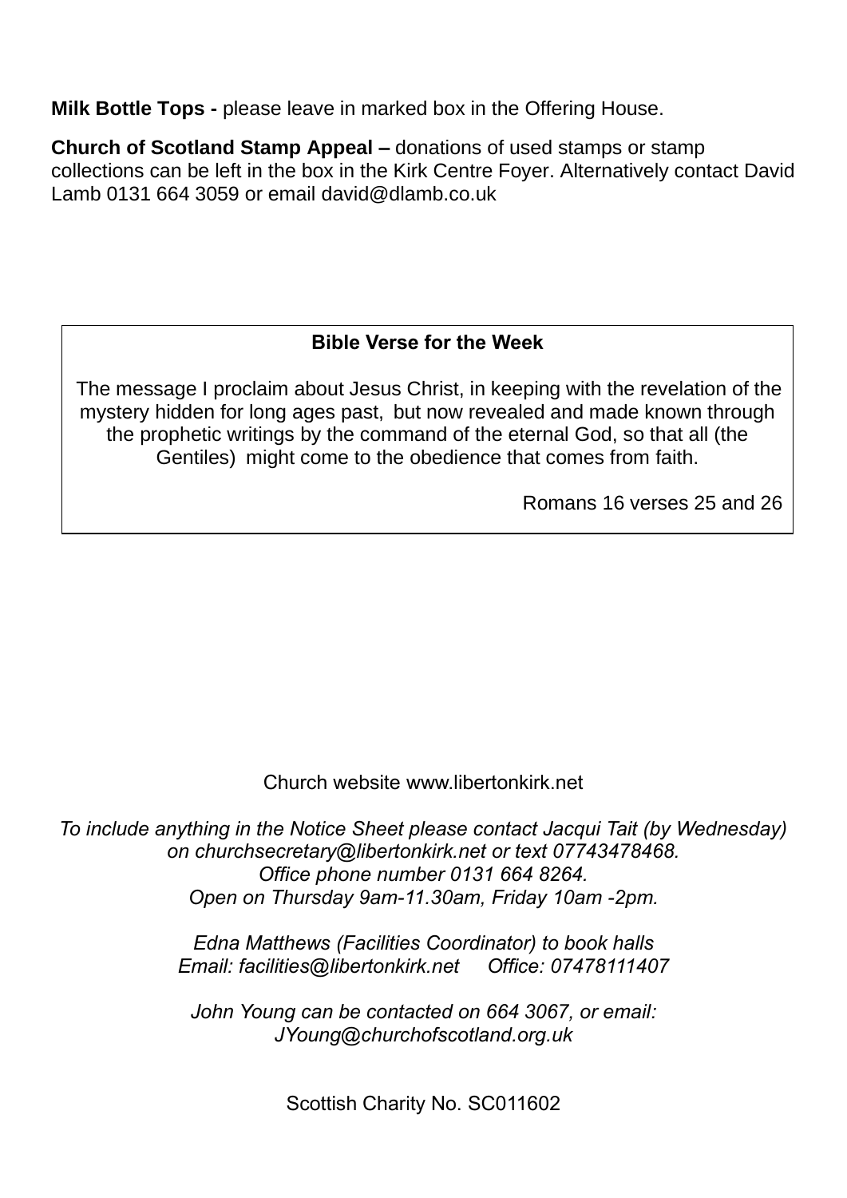**Milk Bottle Tops -** please leave in marked box in the Offering House.

**Church of Scotland Stamp Appeal –** donations of used stamps or stamp collections can be left in the box in the Kirk Centre Foyer. Alternatively contact David Lamb 0131 664 3059 or email david@dlamb.co.uk

**Bible Verse for the Week**

The message I proclaim about Jesus Christ, in keeping with the revelation of the mystery hidden for long ages past, but now revealed and made known through the prophetic writings by the command of the eternal God, so that all (the Gentiles) might come to the obedience that comes from faith.

Romans 16 verses 25 and 26

Church website www.libertonkirk.net

*To include anything in the Notice Sheet please contact Jacqui Tait (by Wednesday) on churchsecretary@libertonkirk.net or text 07743478468.*
*Office phone number 0131 664 8264.*
*Open on Thursday 9am-11.30am, Friday 10am -2pm.*

*Edna Matthews (Facilities Coordinator) to book halls*
*Email: facilities@libertonkirk.net Office: 07478111407*

*John Young can be contacted on 664 3067, or email: JYoung@churchofscotland.org.uk*

Scottish Charity No. SC011602